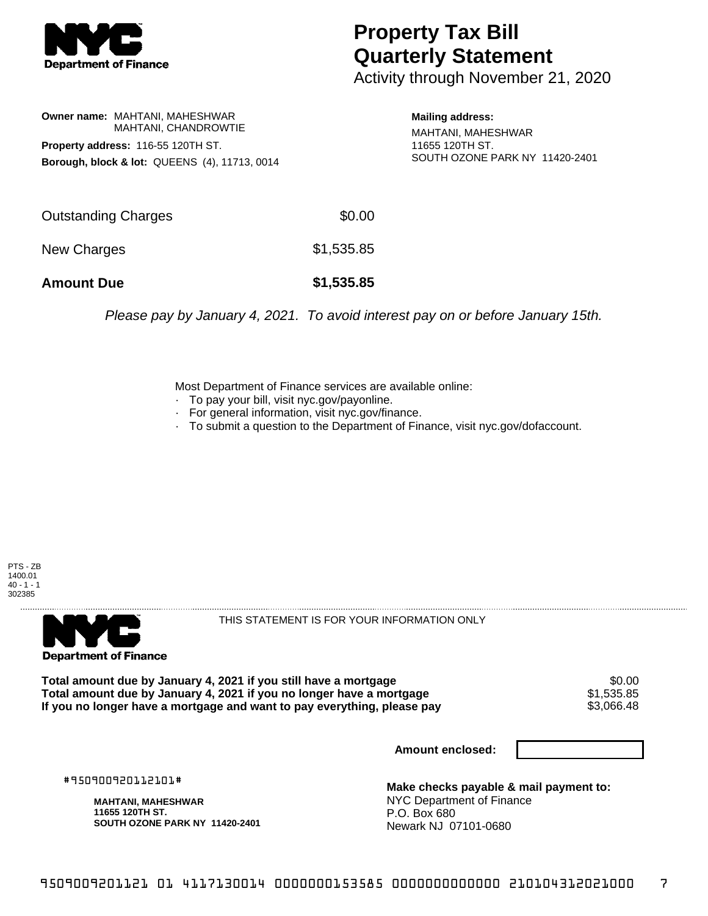**NYC Department of Finance**

# Property Tax Bill Quarterly Statement

Activity through November 21, 2020

**Owner name:** MAHTANI, MAHESHWAR
MAHTANI, CHANDROWTIE

**Property address:** 116-55 120TH ST.

**Borough, block & lot:** QUEENS (4), 11713, 0014

**Mailing address:**
MAHTANI, MAHESHWAR
11655 120TH ST.
SOUTH OZONE PARK NY 11420-2401

| | |
|---|---|
| Outstanding Charges | $0.00 |
| New Charges | $1,535.85 |
| **Amount Due** | **$1,535.85** |

*Please pay by January 4, 2021. To avoid interest pay on or before January 15th.*

Most Department of Finance services are available online:

- To pay your bill, visit nyc.gov/payonline.
- For general information, visit nyc.gov/finance.
- To submit a question to the Department of Finance, visit nyc.gov/dofaccount.

PTS - ZB
1400.01
40 - 1 - 1
302385

---

**NYC Department of Finance**

THIS STATEMENT IS FOR YOUR INFORMATION ONLY

| | |
|---|---|
| **Total amount due by January 4, 2021 if you still have a mortgage** | $0.00 |
| **Total amount due by January 4, 2021 if you no longer have a mortgage** | $1,535.85 |
| **If you no longer have a mortgage and want to pay everything, please pay** | $3,066.48 |

**Amount enclosed:**

#950900920112101#

**MAHTANI, MAHESHWAR**
**11655 120TH ST.**
**SOUTH OZONE PARK NY 11420-2401**

**Make checks payable & mail payment to:**
NYC Department of Finance
P.O. Box 680
Newark NJ 07101-0680

9509009201121 01 4117130014 0000000153585 0000000000000 210104312021000 7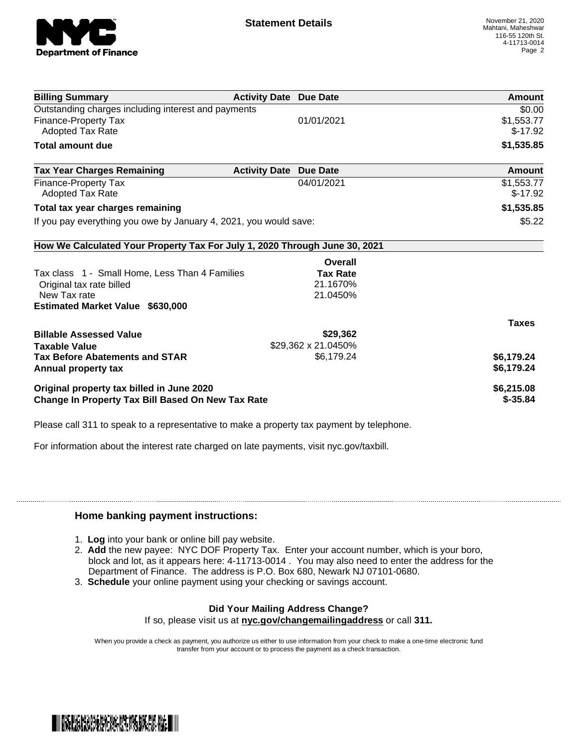## Statement Details

November 21, 2020
Mahtani, Maheshwar
116-55 120th St.
4-11713-0014

| Billing Summary | Activity Date | Due Date | Amount |
|---|---|---|---|
| Outstanding charges including interest and payments | | | $0.00 |
| Finance-Property Tax | | 01/01/2021 | $1,553.77 |
| Adopted Tax Rate | | | $-17.92 |
| **Total amount due** | | | **$1,535.85** |

| Tax Year Charges Remaining | Activity Date | Due Date | Amount |
|---|---|---|---|
| Finance-Property Tax | | 04/01/2021 | $1,553.77 |
| Adopted Tax Rate | | | $-17.92 |
| **Total tax year charges remaining** | | | **$1,535.85** |
| If you pay everything you owe by January 4, 2021, you would save: | | | $5.22 |

### How We Calculated Your Property Tax For July 1, 2020 Through June 30, 2021

| | Overall Tax Rate | Taxes |
|---|---|---|
| Tax class 1 - Small Home, Less Than 4 Families | | |
| Original tax rate billed | 21.1670% | |
| New Tax rate | 21.0450% | |
| **Estimated Market Value $630,000** | | |
| **Billable Assessed Value** | **$29,362** | |
| **Taxable Value** | $29,362 x 21.0450% | |
| **Tax Before Abatements and STAR** | $6,179.24 | **$6,179.24** |
| **Annual property tax** | | **$6,179.24** |
| **Original property tax billed in June 2020** | | **$6,215.08** |
| **Change In Property Tax Bill Based On New Tax Rate** | | **$-35.84** |

Please call 311 to speak to a representative to make a property tax payment by telephone.

For information about the interest rate charged on late payments, visit nyc.gov/taxbill.

### Home banking payment instructions:

1. **Log** into your bank or online bill pay website.
2. **Add** the new payee: NYC DOF Property Tax. Enter your account number, which is your boro, block and lot, as it appears here: 4-11713-0014 . You may also need to enter the address for the Department of Finance. The address is P.O. Box 680, Newark NJ 07101-0680.
3. **Schedule** your online payment using your checking or savings account.

**Did Your Mailing Address Change?**
If so, please visit us at **nyc.gov/changemailingaddress** or call **311.**

When you provide a check as payment, you authorize us either to use information from your check to make a one-time electronic fund transfer from your account or to process the payment as a check transaction.